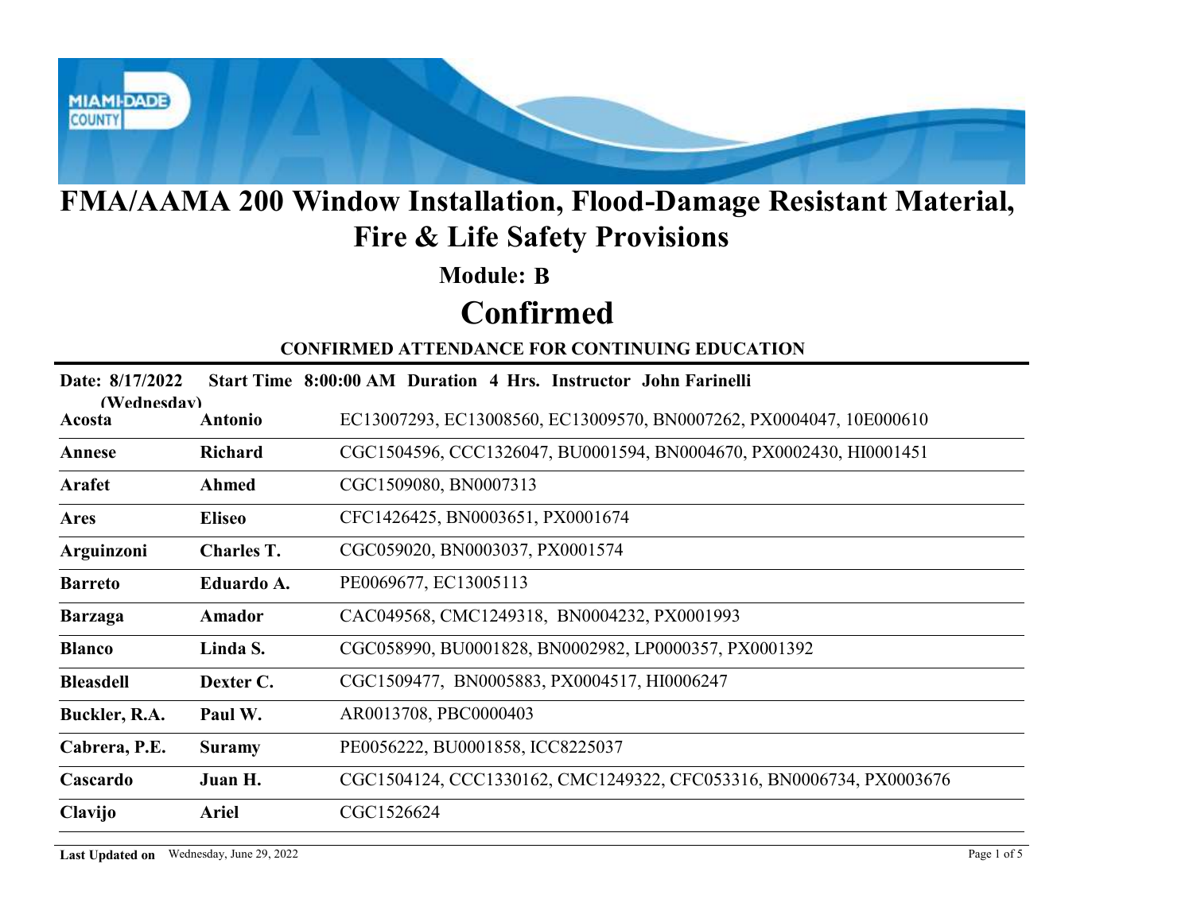# FMA/AAMA 200 Window Installation, Flood-Damage Resistant Material, Fire & Life Safety Provisions

## Module: B

# Confirmed

### CONFIRMED ATTENDANCE FOR CONTINUING EDUCATION

**Date: 8/17/2022 (Wednesday)  Start Time 8:00:00 AM  Duration 4 Hrs.  Instructor John Farinelli**

| | | |
|---|---|---|
| **Acosta** | **Antonio** | EC13007293, EC13008560, EC13009570, BN0007262, PX0004047, 10E000610 |
| **Annese** | **Richard** | CGC1504596, CCC1326047, BU0001594, BN0004670, PX0002430, HI0001451 |
| **Arafet** | **Ahmed** | CGC1509080, BN0007313 |
| **Ares** | **Eliseo** | CFC1426425, BN0003651, PX0001674 |
| **Arguinzoni** | **Charles T.** | CGC059020, BN0003037, PX0001574 |
| **Barreto** | **Eduardo A.** | PE0069677, EC13005113 |
| **Barzaga** | **Amador** | CAC049568, CMC1249318, BN0004232, PX0001993 |
| **Blanco** | **Linda S.** | CGC058990, BU0001828, BN0002982, LP0000357, PX0001392 |
| **Bleasdell** | **Dexter C.** | CGC1509477, BN0005883, PX0004517, HI0006247 |
| **Buckler, R.A.** | **Paul W.** | AR0013708, PBC0000403 |
| **Cabrera, P.E.** | **Suramy** | PE0056222, BU0001858, ICC8225037 |
| **Cascardo** | **Juan H.** | CGC1504124, CCC1330162, CMC1249322, CFC053316, BN0006734, PX0003676 |
| **Clavijo** | **Ariel** | CGC1526624 |

**Last Updated on** Wednesday, June 29, 2022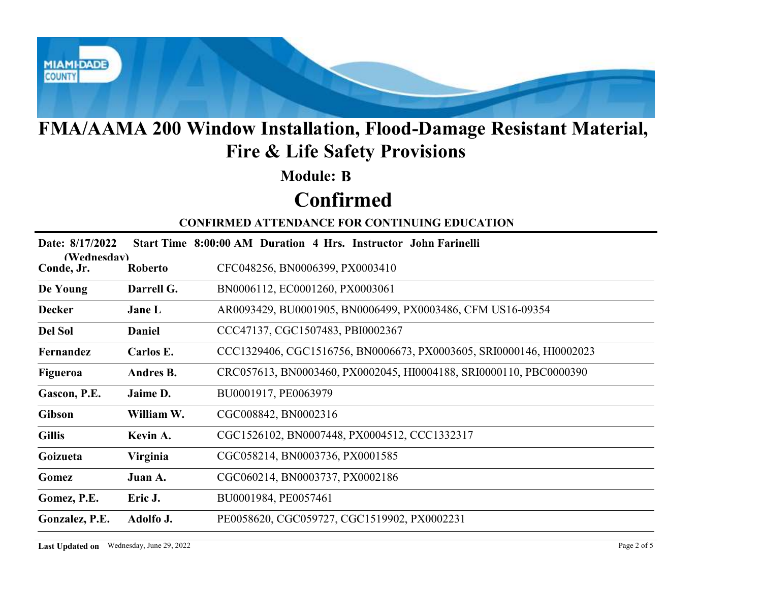# FMA/AAMA 200 Window Installation, Flood-Damage Resistant Material, Fire & Life Safety Provisions

## Module: B

## Confirmed

### CONFIRMED ATTENDANCE FOR CONTINUING EDUCATION

**Date: 8/17/2022 (Wednesday)  Start Time 8:00:00 AM  Duration 4 Hrs.  Instructor John Farinelli**

| | | |
|---|---|---|
| **Conde, Jr.** | **Roberto** | CFC048256, BN0006399, PX0003410 |
| **De Young** | **Darrell G.** | BN0006112, EC0001260, PX0003061 |
| **Decker** | **Jane L** | AR0093429, BU0001905, BN0006499, PX0003486, CFM US16-09354 |
| **Del Sol** | **Daniel** | CCC47137, CGC1507483, PBI0002367 |
| **Fernandez** | **Carlos E.** | CCC1329406, CGC1516756, BN0006673, PX0003605, SRI0000146, HI0002023 |
| **Figueroa** | **Andres B.** | CRC057613, BN0003460, PX0002045, HI0004188, SRI0000110, PBC0000390 |
| **Gascon, P.E.** | **Jaime D.** | BU0001917, PE0063979 |
| **Gibson** | **William W.** | CGC008842, BN0002316 |
| **Gillis** | **Kevin A.** | CGC1526102, BN0007448, PX0004512, CCC1332317 |
| **Goizueta** | **Virginia** | CGC058214, BN0003736, PX0001585 |
| **Gomez** | **Juan A.** | CGC060214, BN0003737, PX0002186 |
| **Gomez, P.E.** | **Eric J.** | BU0001984, PE0057461 |
| **Gonzalez, P.E.** | **Adolfo J.** | PE0058620, CGC059727, CGC1519902, PX0002231 |

**Last Updated on** Wednesday, June 29, 2022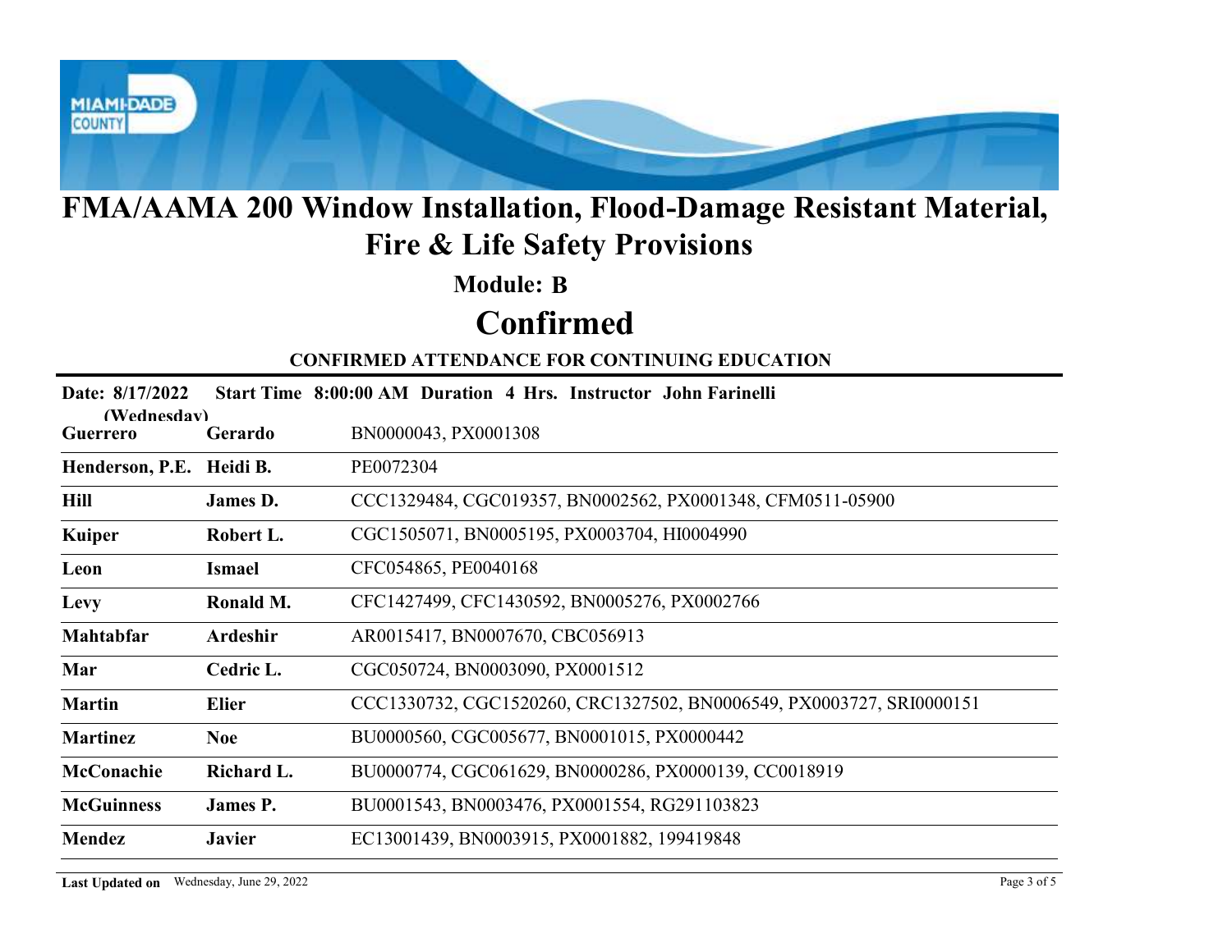# FMA/AAMA 200 Window Installation, Flood-Damage Resistant Material, Fire & Life Safety Provisions

## Module: B

## Confirmed

### CONFIRMED ATTENDANCE FOR CONTINUING EDUCATION

**Date: 8/17/2022 (Wednesday) Start Time 8:00:00 AM Duration 4 Hrs. Instructor John Farinelli**

| | | |
|---|---|---|
| **Guerrero** | **Gerardo** | BN0000043, PX0001308 |
| **Henderson, P.E.** | **Heidi B.** | PE0072304 |
| **Hill** | **James D.** | CCC1329484, CGC019357, BN0002562, PX0001348, CFM0511-05900 |
| **Kuiper** | **Robert L.** | CGC1505071, BN0005195, PX0003704, HI0004990 |
| **Leon** | **Ismael** | CFC054865, PE0040168 |
| **Levy** | **Ronald M.** | CFC1427499, CFC1430592, BN0005276, PX0002766 |
| **Mahtabfar** | **Ardeshir** | AR0015417, BN0007670, CBC056913 |
| **Mar** | **Cedric L.** | CGC050724, BN0003090, PX0001512 |
| **Martin** | **Elier** | CCC1330732, CGC1520260, CRC1327502, BN0006549, PX0003727, SRI0000151 |
| **Martinez** | **Noe** | BU0000560, CGC005677, BN0001015, PX0000442 |
| **McConachie** | **Richard L.** | BU0000774, CGC061629, BN0000286, PX0000139, CC0018919 |
| **McGuinness** | **James P.** | BU0001543, BN0003476, PX0001554, RG291103823 |
| **Mendez** | **Javier** | EC13001439, BN0003915, PX0001882, 199419848 |

**Last Updated on** Wednesday, June 29, 2022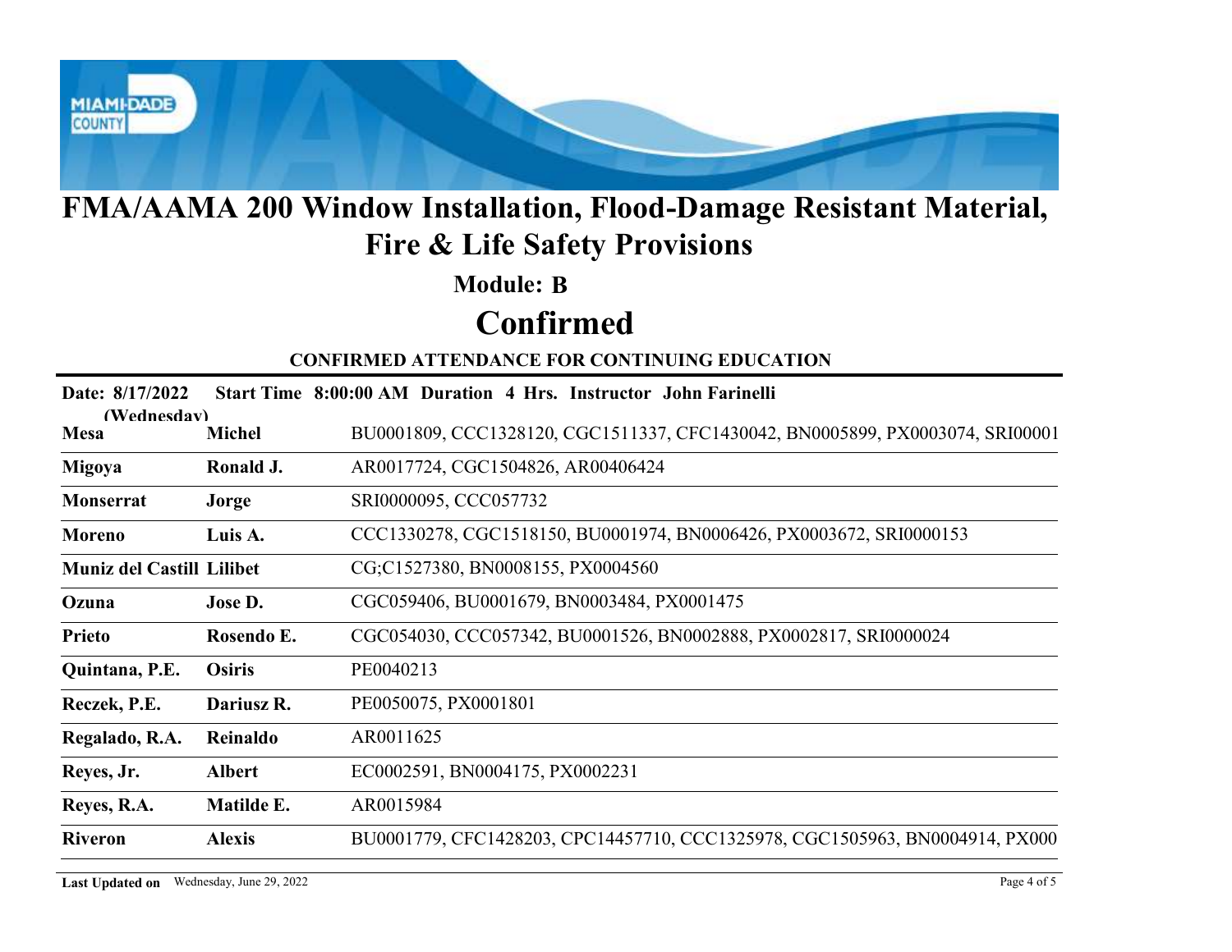# FMA/AAMA 200 Window Installation, Flood-Damage Resistant Material, Fire & Life Safety Provisions

## Module: B

## Confirmed

**CONFIRMED ATTENDANCE FOR CONTINUING EDUCATION**

**Date: 8/17/2022 (Wednesday)   Start Time 8:00:00 AM   Duration 4 Hrs.   Instructor John Farinelli**

| | | |
|---|---|---|
| **Mesa** | **Michel** | BU0001809, CCC1328120, CGC1511337, CFC1430042, BN0005899, PX0003074, SRI00001 |
| **Migoya** | **Ronald J.** | AR0017724, CGC1504826, AR00406424 |
| **Monserrat** | **Jorge** | SRI0000095, CCC057732 |
| **Moreno** | **Luis A.** | CCC1330278, CGC1518150, BU0001974, BN0006426, PX0003672, SRI0000153 |
| **Muniz del Castill** | **Lilibet** | CG;C1527380, BN0008155, PX0004560 |
| **Ozuna** | **Jose D.** | CGC059406, BU0001679, BN0003484, PX0001475 |
| **Prieto** | **Rosendo E.** | CGC054030, CCC057342, BU0001526, BN0002888, PX0002817, SRI0000024 |
| **Quintana, P.E.** | **Osiris** | PE0040213 |
| **Reczek, P.E.** | **Dariusz R.** | PE0050075, PX0001801 |
| **Regalado, R.A.** | **Reinaldo** | AR0011625 |
| **Reyes, Jr.** | **Albert** | EC0002591, BN0004175, PX0002231 |
| **Reyes, R.A.** | **Matilde E.** | AR0015984 |
| **Riveron** | **Alexis** | BU0001779, CFC1428203, CPC14457710, CCC1325978, CGC1505963, BN0004914, PX000 |

**Last Updated on** Wednesday, June 29, 2022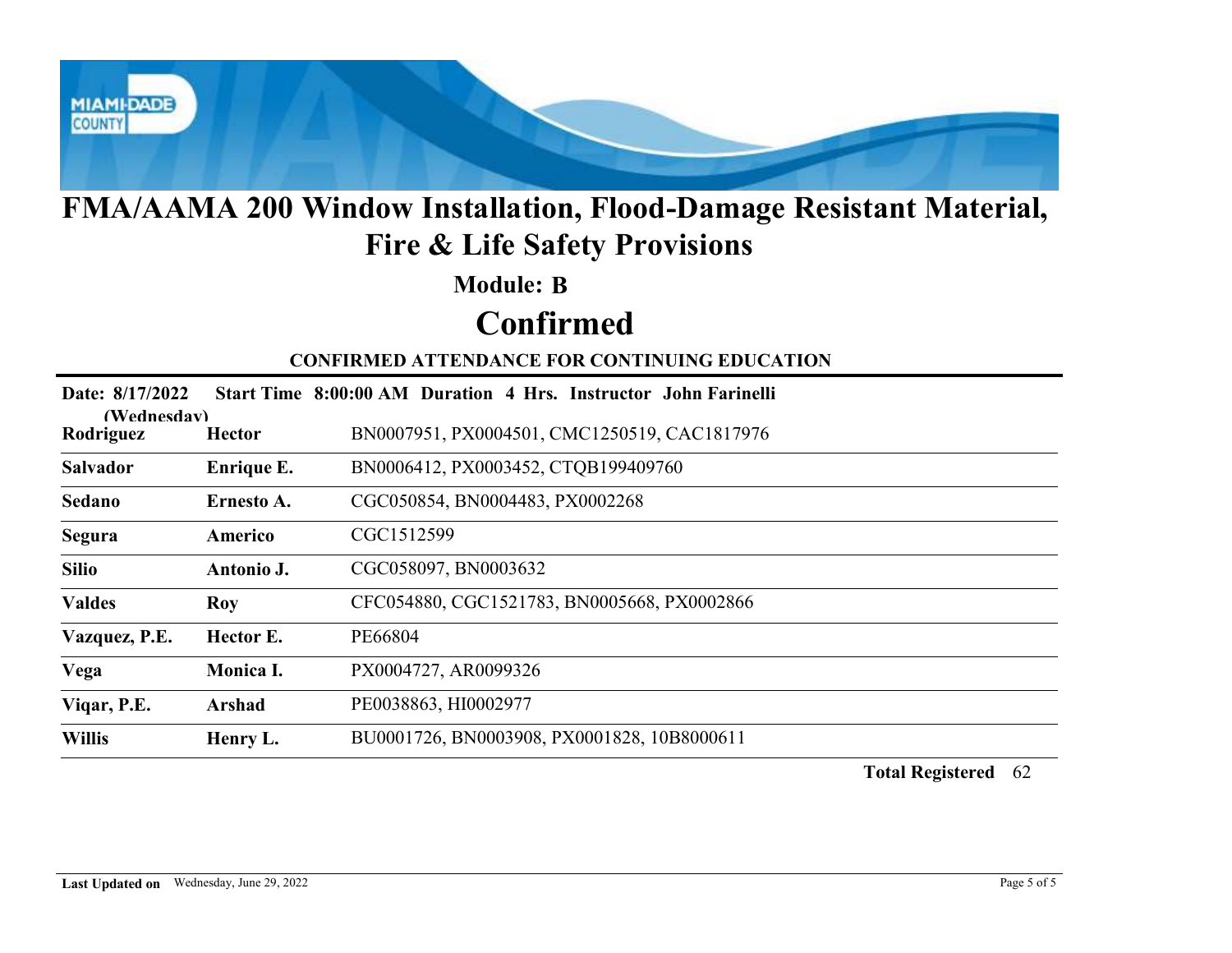# FMA/AAMA 200 Window Installation, Flood-Damage Resistant Material, Fire & Life Safety Provisions

## Module: B

## Confirmed

**CONFIRMED ATTENDANCE FOR CONTINUING EDUCATION**

**Date: 8/17/2022 (Wednesday)** **Start Time 8:00:00 AM** **Duration 4 Hrs.** **Instructor John Farinelli**

| | | |
|---|---|---|
| **Rodriguez** | **Hector** | BN0007951, PX0004501, CMC1250519, CAC1817976 |
| **Salvador** | **Enrique E.** | BN0006412, PX0003452, CTQB199409760 |
| **Sedano** | **Ernesto A.** | CGC050854, BN0004483, PX0002268 |
| **Segura** | **Americo** | CGC1512599 |
| **Silio** | **Antonio J.** | CGC058097, BN0003632 |
| **Valdes** | **Roy** | CFC054880, CGC1521783, BN0005668, PX0002866 |
| **Vazquez, P.E.** | **Hector E.** | PE66804 |
| **Vega** | **Monica I.** | PX0004727, AR0099326 |
| **Viqar, P.E.** | **Arshad** | PE0038863, HI0002977 |
| **Willis** | **Henry L.** | BU0001726, BN0003908, PX0001828, 10B8000611 |

**Total Registered** 62

**Last Updated on** Wednesday, June 29, 2022